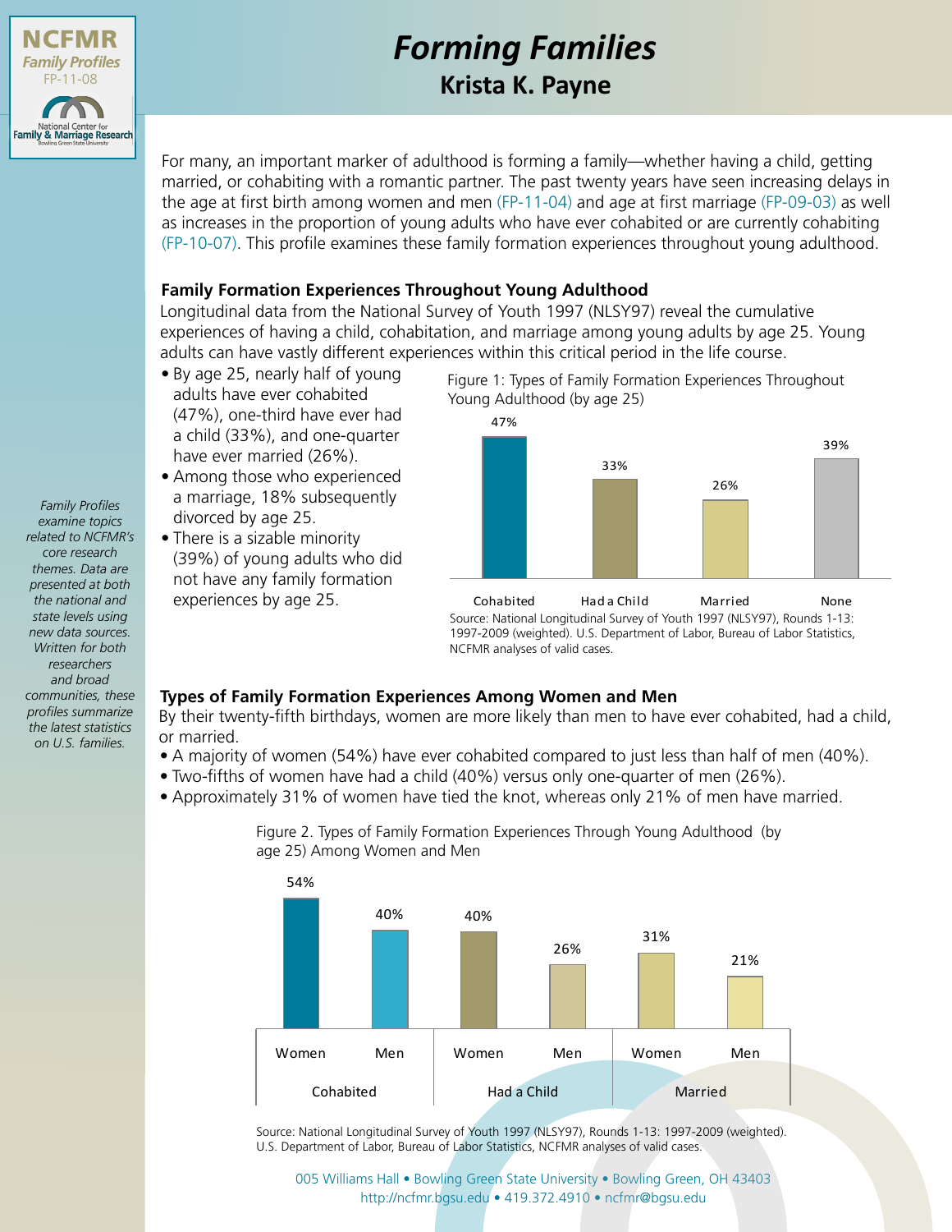NCFMR Family Profiles FP-11-08

National Center for Family & Marriage Research
Bowling Green State University

# Forming Families

## Krista K. Payne

For many, an important marker of adulthood is forming a family—whether having a child, getting married, or cohabiting with a romantic partner. The past twenty years have seen increasing delays in the age at first birth among women and men (FP-11-04) and age at first marriage (FP-09-03) as well as increases in the proportion of young adults who have ever cohabited or are currently cohabiting (FP-10-07). This profile examines these family formation experiences throughout young adulthood.

*Family Profiles examine topics related to NCFMR's core research themes. Data are presented at both the national and state levels using new data sources. Written for both researchers and broad communities, these profiles summarize the latest statistics on U.S. families.*

### Family Formation Experiences Throughout Young Adulthood

Longitudinal data from the National Survey of Youth 1997 (NLSY97) reveal the cumulative experiences of having a child, cohabitation, and marriage among young adults by age 25. Young adults can have vastly different experiences within this critical period in the life course.

- By age 25, nearly half of young adults have ever cohabited (47%), one-third have ever had a child (33%), and one-quarter have ever married (26%).
- Among those who experienced a marriage, 18% subsequently divorced by age 25.
- There is a sizable minority (39%) of young adults who did not have any family formation experiences by age 25.

Figure 1: Types of Family Formation Experiences Throughout Young Adulthood (by age 25)

| Cohabited | Had a Child | Married | None |
|---|---|---|---|
| 47% | 33% | 26% | 39% |

Source: National Longitudinal Survey of Youth 1997 (NLSY97), Rounds 1-13: 1997-2009 (weighted). U.S. Department of Labor, Bureau of Labor Statistics, NCFMR analyses of valid cases.

### Types of Family Formation Experiences Among Women and Men

By their twenty-fifth birthdays, women are more likely than men to have ever cohabited, had a child, or married.

- A majority of women (54%) have ever cohabited compared to just less than half of men (40%).
- Two-fifths of women have had a child (40%) versus only one-quarter of men (26%).
- Approximately 31% of women have tied the knot, whereas only 21% of men have married.

Figure 2. Types of Family Formation Experiences Through Young Adulthood (by age 25) Among Women and Men

| | Cohabited | Had a Child | Married |
|---|---|---|---|
| Women | 54% | 40% | 31% |
| Men | 40% | 26% | 21% |

Source: National Longitudinal Survey of Youth 1997 (NLSY97), Rounds 1-13: 1997-2009 (weighted). U.S. Department of Labor, Bureau of Labor Statistics, NCFMR analyses of valid cases.

005 Williams Hall • Bowling Green State University • Bowling Green, OH 43403
http://ncfmr.bgsu.edu • 419.372.4910 • ncfmr@bgsu.edu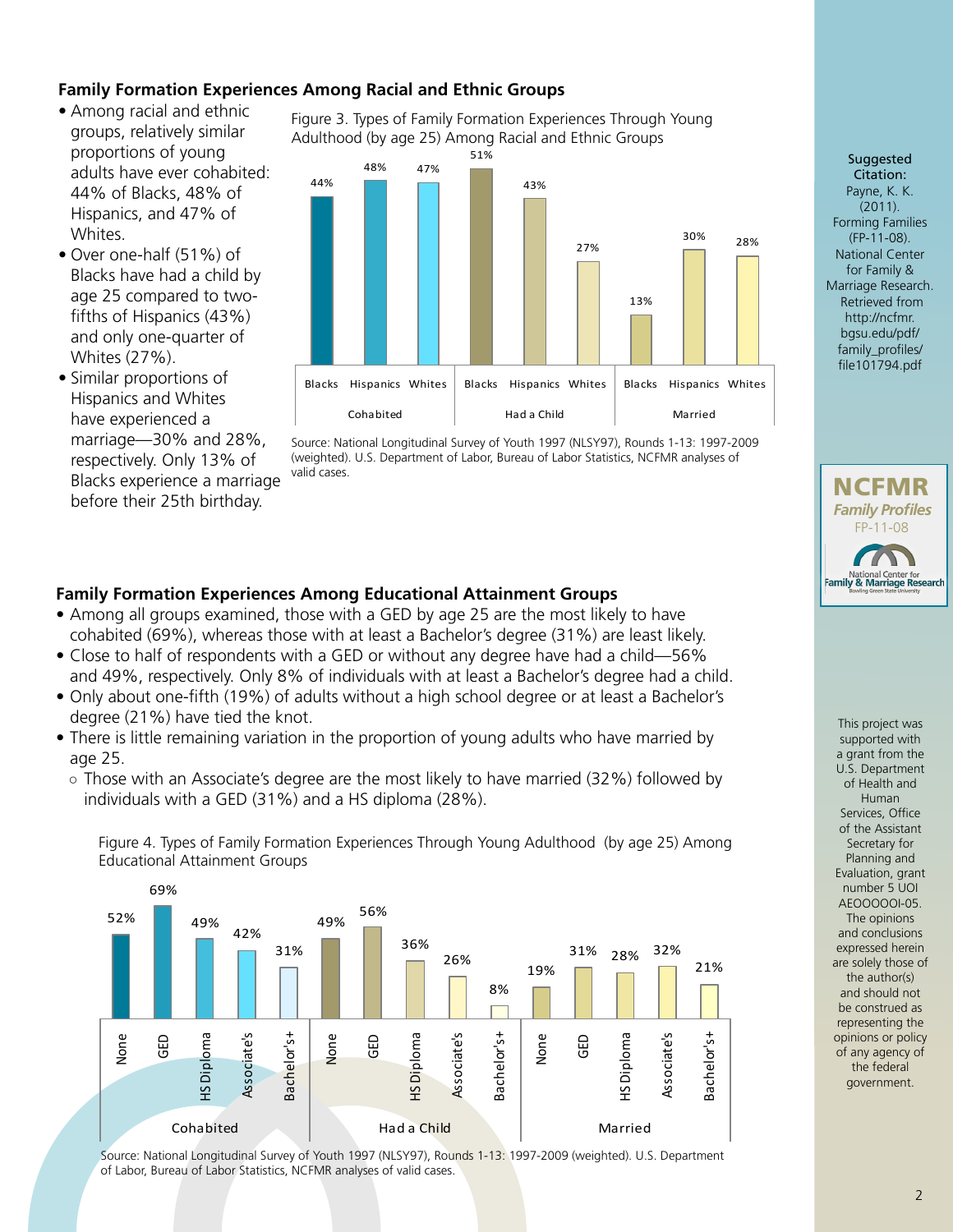## Family Formation Experiences Among Racial and Ethnic Groups

- Among racial and ethnic groups, relatively similar proportions of young adults have ever cohabited: 44% of Blacks, 48% of Hispanics, and 47% of Whites.
- Over one-half (51%) of Blacks have had a child by age 25 compared to two-fifths of Hispanics (43%) and only one-quarter of Whites (27%).
- Similar proportions of Hispanics and Whites have experienced a marriage—30% and 28%, respectively. Only 13% of Blacks experience a marriage before their 25th birthday.

Figure 3. Types of Family Formation Experiences Through Young Adulthood (by age 25) Among Racial and Ethnic Groups

44%
48%
47%
51%
43%
27%
13%
30%
28%

Blacks Hispanics Whites
Cohabited
Blacks Hispanics Whites
Had a Child
Blacks Hispanics Whites
Married

Source: National Longitudinal Survey of Youth 1997 (NLSY97), Rounds 1-13: 1997-2009 (weighted). U.S. Department of Labor, Bureau of Labor Statistics, NCFMR analyses of valid cases.

## Family Formation Experiences Among Educational Attainment Groups

- Among all groups examined, those with a GED by age 25 are the most likely to have cohabited (69%), whereas those with at least a Bachelor's degree (31%) are least likely.
- Close to half of respondents with a GED or without any degree have had a child—56% and 49%, respectively. Only 8% of individuals with at least a Bachelor's degree had a child.
- Only about one-fifth (19%) of adults without a high school degree or at least a Bachelor's degree (21%) have tied the knot.
- There is little remaining variation in the proportion of young adults who have married by age 25.
  - Those with an Associate's degree are the most likely to have married (32%) followed by individuals with a GED (31%) and a HS diploma (28%).

Figure 4. Types of Family Formation Experiences Through Young Adulthood (by age 25) Among Educational Attainment Groups

52%
69%
49%
42%
31%
49%
56%
36%
26%
8%
19%
31%
28%
32%
21%

None GED HS Diploma Associate's Bachelor's+
Cohabited
None GED HS Diploma Associate's Bachelor's+
Had a Child
None GED HS Diploma Associate's Bachelor's+
Married

Source: National Longitudinal Survey of Youth 1997 (NLSY97), Rounds 1-13: 1997-2009 (weighted). U.S. Department of Labor, Bureau of Labor Statistics, NCFMR analyses of valid cases.

**Suggested Citation:**
Payne, K. K. (2011). Forming Families (FP-11-08). National Center for Family & Marriage Research. Retrieved from http://ncfmr.bgsu.edu/pdf/family_profiles/file101794.pdf

**NCFMR**
*Family Profiles*
FP-11-08
National Center for Family & Marriage Research
Bowling Green State University

This project was supported with a grant from the U.S. Department of Health and Human Services, Office of the Assistant Secretary for Planning and Evaluation, grant number 5 UOI AEOOOOOI-05. The opinions and conclusions expressed herein are solely those of the author(s) and should not be construed as representing the opinions or policy of any agency of the federal government.